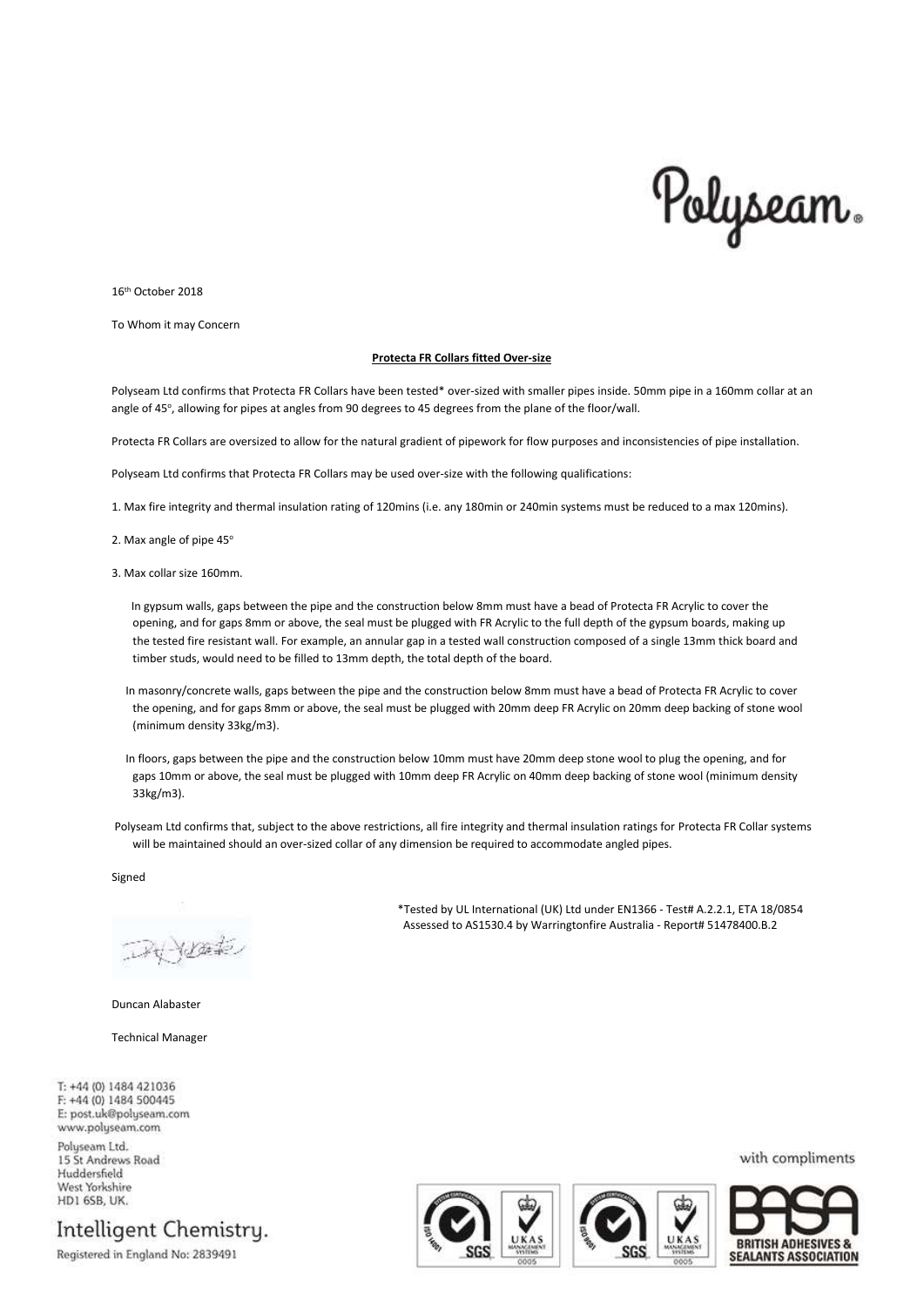Polyseam.

16th October 2018

To Whom it may Concern

**Protecta FR Collars fitted Over-size**

Polyseam Ltd confirms that Protecta FR Collars have been tested* over-sized with smaller pipes inside. 50mm pipe in a 160mm collar at an angle of 45°, allowing for pipes at angles from 90 degrees to 45 degrees from the plane of the floor/wall.

Protecta FR Collars are oversized to allow for the natural gradient of pipework for flow purposes and inconsistencies of pipe installation.

Polyseam Ltd confirms that Protecta FR Collars may be used over-size with the following qualifications:

1. Max fire integrity and thermal insulation rating of 120mins (i.e. any 180min or 240min systems must be reduced to a max 120mins).

2. Max angle of pipe 45°

3. Max collar size 160mm.

In gypsum walls, gaps between the pipe and the construction below 8mm must have a bead of Protecta FR Acrylic to cover the opening, and for gaps 8mm or above, the seal must be plugged with FR Acrylic to the full depth of the gypsum boards, making up the tested fire resistant wall. For example, an annular gap in a tested wall construction composed of a single 13mm thick board and timber studs, would need to be filled to 13mm depth, the total depth of the board.

In masonry/concrete walls, gaps between the pipe and the construction below 8mm must have a bead of Protecta FR Acrylic to cover the opening, and for gaps 8mm or above, the seal must be plugged with 20mm deep FR Acrylic on 20mm deep backing of stone wool (minimum density 33kg/m3).

In floors, gaps between the pipe and the construction below 10mm must have 20mm deep stone wool to plug the opening, and for gaps 10mm or above, the seal must be plugged with 10mm deep FR Acrylic on 40mm deep backing of stone wool (minimum density 33kg/m3).

Polyseam Ltd confirms that, subject to the above restrictions, all fire integrity and thermal insulation ratings for Protecta FR Collar systems will be maintained should an over-sized collar of any dimension be required to accommodate angled pipes.

Signed

Duncan Alabaster

Technical Manager

*Tested by UL International (UK) Ltd under EN1366 - Test# A.2.2.1, ETA 18/0854
Assessed to AS1530.4 by Warringtonfire Australia - Report# 51478400.B.2

T: +44 (0) 1484 421036
F: +44 (0) 1484 500445
E: post.uk@polyseam.com
www.polyseam.com

Polyseam Ltd.
15 St Andrews Road
Huddersfield
West Yorkshire
HD1 6SB, UK.

Intelligent Chemistry.

Registered in England No: 2839491

with compliments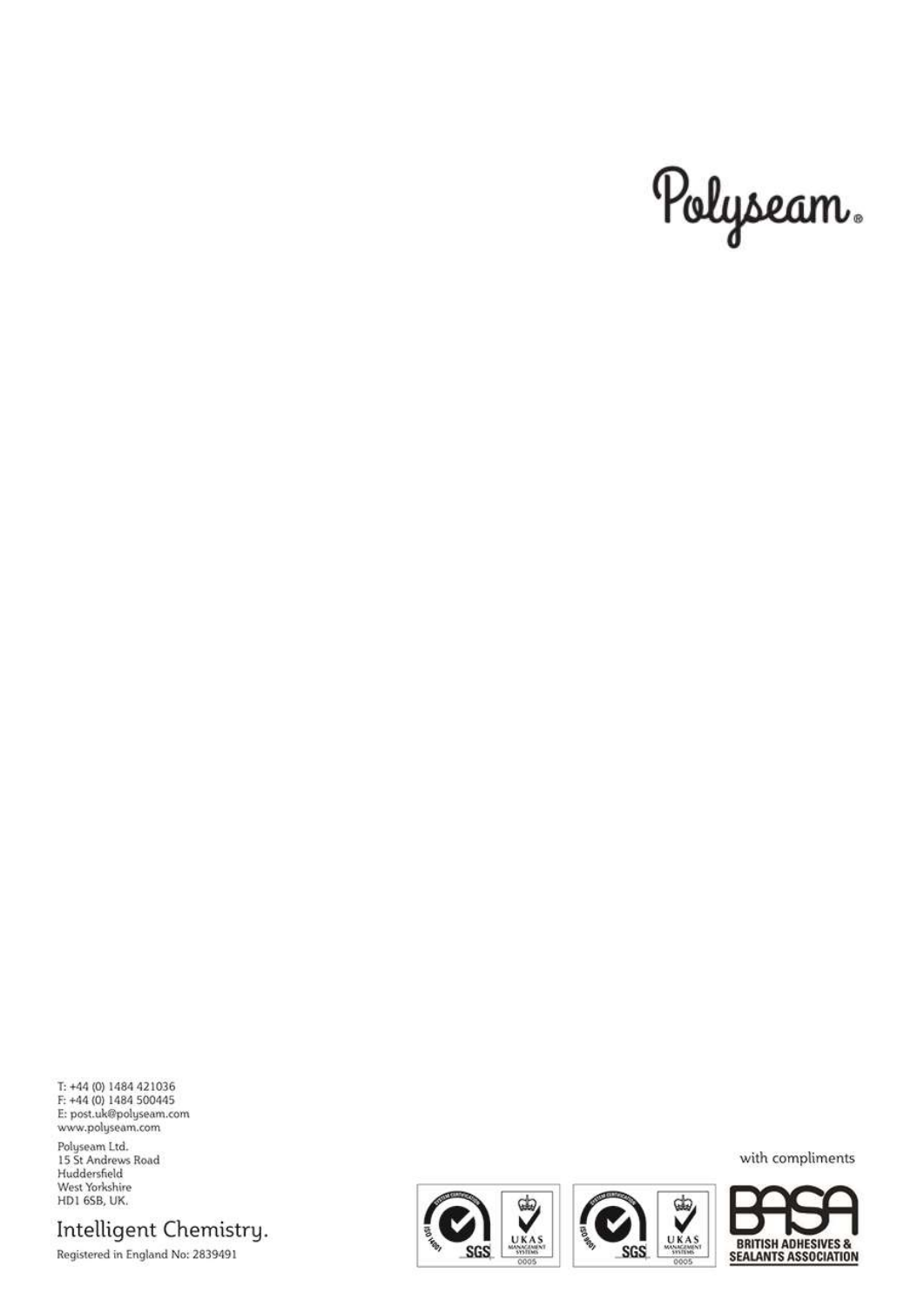Polyseam®

T: +44 (0) 1484 421036
F: +44 (0) 1484 500445
E: post.uk@polyseam.com
www.polyseam.com

Polyseam Ltd.
15 St Andrews Road
Huddersfield
West Yorkshire
HD1 6SB, UK.

Intelligent Chemistry.

Registered in England No: 2839491

with compliments

BASA
BRITISH ADHESIVES & SEALANTS ASSOCIATION